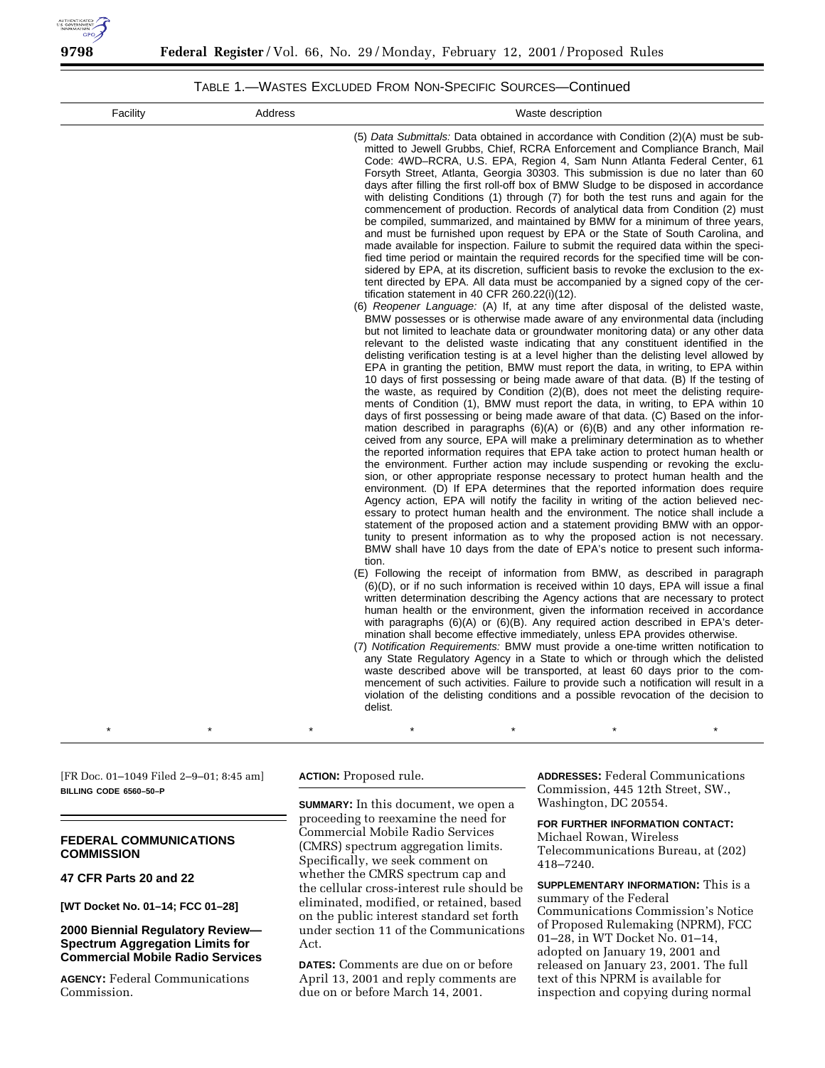TABLE 1.—WASTES EXCLUDED FROM NON-SPECIFIC SOURCES—Continued

| Facility | Address | Waste description |
| --- | --- | --- |
| | | (5) *Data Submittals:* Data obtained in accordance with Condition (2)(A) must be submitted to Jewell Grubbs, Chief, RCRA Enforcement and Compliance Branch, Mail Code: 4WD–RCRA, U.S. EPA, Region 4, Sam Nunn Atlanta Federal Center, 61 Forsyth Street, Atlanta, Georgia 30303. This submission is due no later than 60 days after filling the first roll-off box of BMW Sludge to be disposed in accordance with delisting Conditions (1) through (7) for both the test runs and again for the commencement of production. Records of analytical data from Condition (2) must be compiled, summarized, and maintained by BMW for a minimum of three years, and must be furnished upon request by EPA or the State of South Carolina, and made available for inspection. Failure to submit the required data within the specified time period or maintain the required records for the specified time will be considered by EPA, at its discretion, sufficient basis to revoke the exclusion to the extent directed by EPA. All data must be accompanied by a signed copy of the certification statement in 40 CFR 260.22(i)(12). (6) *Reopener Language:* (A) If, at any time after disposal of the delisted waste, BMW possesses or is otherwise made aware of any environmental data (including but not limited to leachate data or groundwater monitoring data) or any other data relevant to the delisted waste indicating that any constituent identified in the delisting verification testing is at a level higher than the delisting level allowed by EPA in granting the petition, BMW must report the data, in writing, to EPA within 10 days of first possessing or being made aware of that data. (B) If the testing of the waste, as required by Condition (2)(B), does not meet the delisting requirements of Condition (1), BMW must report the data, in writing, to EPA within 10 days of first possessing or being made aware of that data. (C) Based on the information described in paragraphs (6)(A) or (6)(B) and any other information received from any source, EPA will make a preliminary determination as to whether the reported information requires that EPA take action to protect human health or the environment. Further action may include suspending or revoking the exclusion, or other appropriate response necessary to protect human health and the environment. (D) If EPA determines that the reported information does require Agency action, EPA will notify the facility in writing of the action believed necessary to protect human health and the environment. The notice shall include a statement of the proposed action and a statement providing BMW with an opportunity to present information as to why the proposed action is not necessary. BMW shall have 10 days from the date of EPA's notice to present such information. (E) Following the receipt of information from BMW, as described in paragraph (6)(D), or if no such information is received within 10 days, EPA will issue a final written determination describing the Agency actions that are necessary to protect human health or the environment, given the information received in accordance with paragraphs (6)(A) or (6)(B). Any required action described in EPA's determination shall become effective immediately, unless EPA provides otherwise. (7) *Notification Requirements:* BMW must provide a one-time written notification to any State Regulatory Agency in a State to which or through which the delisted waste described above will be transported, at least 60 days prior to the commencement of such activities. Failure to provide such a notification will result in a violation of the delisting conditions and a possible revocation of the decision to delist. |

\*   \*   \*   \*   \*   \*   \*

[FR Doc. 01–1049 Filed 2–9–01; 8:45 am]

**BILLING CODE 6560–50–P**

## FEDERAL COMMUNICATIONS COMMISSION

## 47 CFR Parts 20 and 22

**[WT Docket No. 01–14; FCC 01–28]**

## 2000 Biennial Regulatory Review—Spectrum Aggregation Limits for Commercial Mobile Radio Services

**AGENCY:** Federal Communications Commission.

**ACTION:** Proposed rule.

**SUMMARY:** In this document, we open a proceeding to reexamine the need for Commercial Mobile Radio Services (CMRS) spectrum aggregation limits. Specifically, we seek comment on whether the CMRS spectrum cap and the cellular cross-interest rule should be eliminated, modified, or retained, based on the public interest standard set forth under section 11 of the Communications Act.

**DATES:** Comments are due on or before April 13, 2001 and reply comments are due on or before March 14, 2001.

**ADDRESSES:** Federal Communications Commission, 445 12th Street, SW., Washington, DC 20554.

**FOR FURTHER INFORMATION CONTACT:** Michael Rowan, Wireless Telecommunications Bureau, at (202) 418–7240.

**SUPPLEMENTARY INFORMATION:** This is a summary of the Federal Communications Commission's Notice of Proposed Rulemaking (NPRM), FCC 01–28, in WT Docket No. 01–14, adopted on January 19, 2001 and released on January 23, 2001. The full text of this NPRM is available for inspection and copying during normal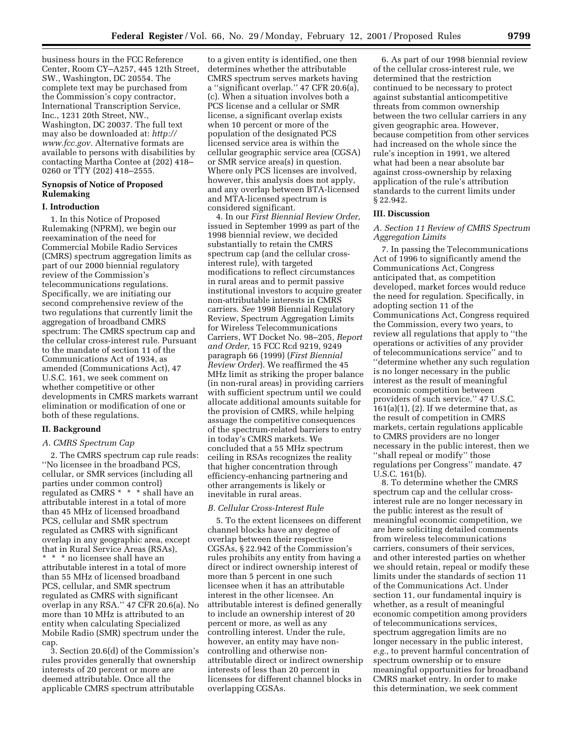business hours in the FCC Reference Center, Room CY–A257, 445 12th Street, SW., Washington, DC 20554. The complete text may be purchased from the Commission's copy contractor, International Transcription Service, Inc., 1231 20th Street, NW., Washington, DC 20037. The full text may also be downloaded at: *http://www.fcc.gov.* Alternative formats are available to persons with disabilities by contacting Martha Contee at (202) 418–0260 or TTY (202) 418–2555.

## Synopsis of Notice of Proposed Rulemaking

### I. Introduction

1. In this Notice of Proposed Rulemaking (NPRM), we begin our reexamination of the need for Commercial Mobile Radio Services (CMRS) spectrum aggregation limits as part of our 2000 biennial regulatory review of the Commission's telecommunications regulations. Specifically, we are initiating our second comprehensive review of the two regulations that currently limit the aggregation of broadband CMRS spectrum: The CMRS spectrum cap and the cellular cross-interest rule. Pursuant to the mandate of section 11 of the Communications Act of 1934, as amended (Communications Act), 47 U.S.C. 161, we seek comment on whether competitive or other developments in CMRS markets warrant elimination or modification of one or both of these regulations.

### II. Background

*A. CMRS Spectrum Cap*

2. The CMRS spectrum cap rule reads: ''No licensee in the broadband PCS, cellular, or SMR services (including all parties under common control) regulated as CMRS * * * shall have an attributable interest in a total of more than 45 MHz of licensed broadband PCS, cellular and SMR spectrum regulated as CMRS with significant overlap in any geographic area, except that in Rural Service Areas (RSAs), * * * no licensee shall have an attributable interest in a total of more than 55 MHz of licensed broadband PCS, cellular, and SMR spectrum regulated as CMRS with significant overlap in any RSA.'' 47 CFR 20.6(a). No more than 10 MHz is attributed to an entity when calculating Specialized Mobile Radio (SMR) spectrum under the cap.

3. Section 20.6(d) of the Commission's rules provides generally that ownership interests of 20 percent or more are deemed attributable. Once all the applicable CMRS spectrum attributable to a given entity is identified, one then determines whether the attributable CMRS spectrum serves markets having a ''significant overlap.'' 47 CFR 20.6(a), (c). When a situation involves both a PCS license and a cellular or SMR license, a significant overlap exists when 10 percent or more of the population of the designated PCS licensed service area is within the cellular geographic service area (CGSA) or SMR service area(s) in question. Where only PCS licenses are involved, however, this analysis does not apply, and any overlap between BTA-licensed and MTA-licensed spectrum is considered significant.

4. In our *First Biennial Review Order,* issued in September 1999 as part of the 1998 biennial review, we decided substantially to retain the CMRS spectrum cap (and the cellular cross-interest rule), with targeted modifications to reflect circumstances in rural areas and to permit passive institutional investors to acquire greater non-attributable interests in CMRS carriers. *See* 1998 Biennial Regulatory Review, Spectrum Aggregation Limits for Wireless Telecommunications Carriers, WT Docket No. 98–205, *Report and Order,* 15 FCC Rcd 9219, 9249 paragraph 66 (1999) (*First Biennial Review Order*). We reaffirmed the 45 MHz limit as striking the proper balance (in non-rural areas) in providing carriers with sufficient spectrum until we could allocate additional amounts suitable for the provision of CMRS, while helping assuage the competitive consequences of the spectrum-related barriers to entry in today's CMRS markets. We concluded that a 55 MHz spectrum ceiling in RSAs recognizes the reality that higher concentration through efficiency-enhancing partnering and other arrangements is likely or inevitable in rural areas.

*B. Cellular Cross-Interest Rule*

5. To the extent licensees on different channel blocks have any degree of overlap between their respective CGSAs, § 22.942 of the Commission's rules prohibits any entity from having a direct or indirect ownership interest of more than 5 percent in one such licensee when it has an attributable interest in the other licensee. An attributable interest is defined generally to include an ownership interest of 20 percent or more, as well as any controlling interest. Under the rule, however, an entity may have non-controlling and otherwise non-attributable direct or indirect ownership interests of less than 20 percent in licensees for different channel blocks in overlapping CGSAs.

6. As part of our 1998 biennial review of the cellular cross-interest rule, we determined that the restriction continued to be necessary to protect against substantial anticompetitive threats from common ownership between the two cellular carriers in any given geographic area. However, because competition from other services had increased on the whole since the rule's inception in 1991, we altered what had been a near absolute bar against cross-ownership by relaxing application of the rule's attribution standards to the current limits under § 22.942.

### III. Discussion

*A. Section 11 Review of CMRS Spectrum Aggregation Limits*

7. In passing the Telecommunications Act of 1996 to significantly amend the Communications Act, Congress anticipated that, as competition developed, market forces would reduce the need for regulation. Specifically, in adopting section 11 of the Communications Act, Congress required the Commission, every two years, to review all regulations that apply to ''the operations or activities of any provider of telecommunications service'' and to ''determine whether any such regulation is no longer necessary in the public interest as the result of meaningful economic competition between providers of such service.'' 47 U.S.C. 161(a)(1), (2). If we determine that, as the result of competition in CMRS markets, certain regulations applicable to CMRS providers are no longer necessary in the public interest, then we ''shall repeal or modify'' those regulations per Congress'' mandate. 47 U.S.C. 161(b).

8. To determine whether the CMRS spectrum cap and the cellular cross-interest rule are no longer necessary in the public interest as the result of meaningful economic competition, we are here soliciting detailed comments from wireless telecommunications carriers, consumers of their services, and other interested parties on whether we should retain, repeal or modify these limits under the standards of section 11 of the Communications Act. Under section 11, our fundamental inquiry is whether, as a result of meaningful economic competition among providers of telecommunications services, spectrum aggregation limits are no longer necessary in the public interest, *e.g.,* to prevent harmful concentration of spectrum ownership or to ensure meaningful opportunities for broadband CMRS market entry. In order to make this determination, we seek comment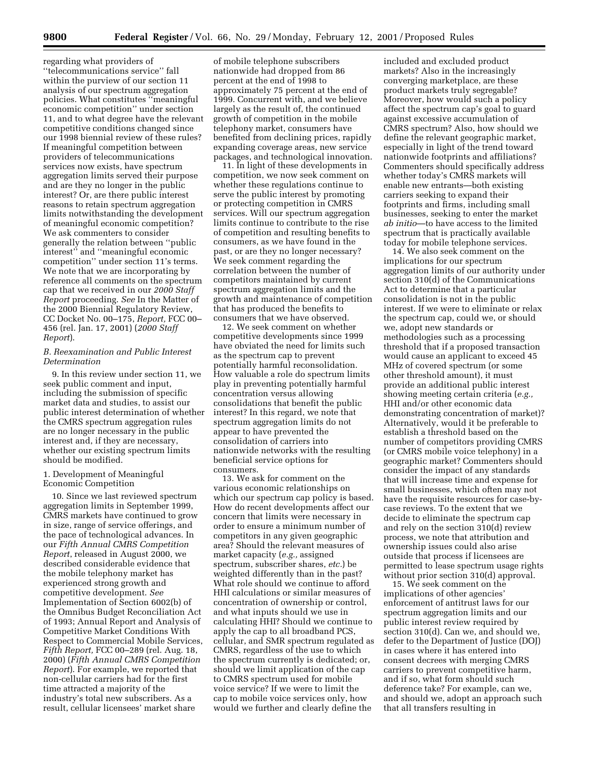regarding what providers of ''telecommunications service'' fall within the purview of our section 11 analysis of our spectrum aggregation policies. What constitutes ''meaningful economic competition'' under section 11, and to what degree have the relevant competitive conditions changed since our 1998 biennial review of these rules? If meaningful competition between providers of telecommunications services now exists, have spectrum aggregation limits served their purpose and are they no longer in the public interest? Or, are there public interest reasons to retain spectrum aggregation limits notwithstanding the development of meaningful economic competition? We ask commenters to consider generally the relation between ''public interest'' and ''meaningful economic competition'' under section 11's terms. We note that we are incorporating by reference all comments on the spectrum cap that we received in our *2000 Staff Report* proceeding. *See* In the Matter of the 2000 Biennial Regulatory Review, CC Docket No. 00–175, *Report,* FCC 00–456 (rel. Jan. 17, 2001) (*2000 Staff Report*).

### *B. Reexamination and Public Interest Determination*

9. In this review under section 11, we seek public comment and input, including the submission of specific market data and studies, to assist our public interest determination of whether the CMRS spectrum aggregation rules are no longer necessary in the public interest and, if they are necessary, whether our existing spectrum limits should be modified.

#### 1. Development of Meaningful Economic Competition

10. Since we last reviewed spectrum aggregation limits in September 1999, CMRS markets have continued to grow in size, range of service offerings, and the pace of technological advances. In our *Fifth Annual CMRS Competition Report*, released in August 2000, we described considerable evidence that the mobile telephony market has experienced strong growth and competitive development. *See* Implementation of Section 6002(b) of the Omnibus Budget Reconciliation Act of 1993; Annual Report and Analysis of Competitive Market Conditions With Respect to Commercial Mobile Services, *Fifth Report,* FCC 00–289 (rel. Aug. 18, 2000) (*Fifth Annual CMRS Competition Report*). For example, we reported that non-cellular carriers had for the first time attracted a majority of the industry's total new subscribers. As a result, cellular licensees' market share of mobile telephone subscribers nationwide had dropped from 86 percent at the end of 1998 to approximately 75 percent at the end of 1999. Concurrent with, and we believe largely as the result of, the continued growth of competition in the mobile telephony market, consumers have benefited from declining prices, rapidly expanding coverage areas, new service packages, and technological innovation.

11. In light of these developments in competition, we now seek comment on whether these regulations continue to serve the public interest by promoting or protecting competition in CMRS services. Will our spectrum aggregation limits continue to contribute to the rise of competition and resulting benefits to consumers, as we have found in the past, or are they no longer necessary? We seek comment regarding the correlation between the number of competitors maintained by current spectrum aggregation limits and the growth and maintenance of competition that has produced the benefits to consumers that we have observed.

12. We seek comment on whether competitive developments since 1999 have obviated the need for limits such as the spectrum cap to prevent potentially harmful reconsolidation. How valuable a role do spectrum limits play in preventing potentially harmful concentration versus allowing consolidations that benefit the public interest? In this regard, we note that spectrum aggregation limits do not appear to have prevented the consolidation of carriers into nationwide networks with the resulting beneficial service options for consumers.

13. We ask for comment on the various economic relationships on which our spectrum cap policy is based. How do recent developments affect our concern that limits were necessary in order to ensure a minimum number of competitors in any given geographic area? Should the relevant measures of market capacity (*e.g.,* assigned spectrum, subscriber shares, *etc.*) be weighted differently than in the past? What role should we continue to afford HHI calculations or similar measures of concentration of ownership or control, and what inputs should we use in calculating HHI? Should we continue to apply the cap to all broadband PCS, cellular, and SMR spectrum regulated as CMRS, regardless of the use to which the spectrum currently is dedicated; or, should we limit application of the cap to CMRS spectrum used for mobile voice service? If we were to limit the cap to mobile voice services only, how would we further and clearly define the included and excluded product markets? Also in the increasingly converging marketplace, are these product markets truly segregable? Moreover, how would such a policy affect the spectrum cap's goal to guard against excessive accumulation of CMRS spectrum? Also, how should we define the relevant geographic market, especially in light of the trend toward nationwide footprints and affiliations? Commenters should specifically address whether today's CMRS markets will enable new entrants—both existing carriers seeking to expand their footprints and firms, including small businesses, seeking to enter the market *ab initio*—to have access to the limited spectrum that is practically available today for mobile telephone services.

14. We also seek comment on the implications for our spectrum aggregation limits of our authority under section 310(d) of the Communications Act to determine that a particular consolidation is not in the public interest. If we were to eliminate or relax the spectrum cap, could we, or should we, adopt new standards or methodologies such as a processing threshold that if a proposed transaction would cause an applicant to exceed 45 MHz of covered spectrum (or some other threshold amount), it must provide an additional public interest showing meeting certain criteria (*e.g.,* HHI and/or other economic data demonstrating concentration of market)? Alternatively, would it be preferable to establish a threshold based on the number of competitors providing CMRS (or CMRS mobile voice telephony) in a geographic market? Commenters should consider the impact of any standards that will increase time and expense for small businesses, which often may not have the requisite resources for case-by-case reviews. To the extent that we decide to eliminate the spectrum cap and rely on the section 310(d) review process, we note that attribution and ownership issues could also arise outside that process if licensees are permitted to lease spectrum usage rights without prior section 310(d) approval.

15. We seek comment on the implications of other agencies' enforcement of antitrust laws for our spectrum aggregation limits and our public interest review required by section 310(d). Can we, and should we, defer to the Department of Justice (DOJ) in cases where it has entered into consent decrees with merging CMRS carriers to prevent competitive harm, and if so, what form should such deference take? For example, can we, and should we, adopt an approach such that all transfers resulting in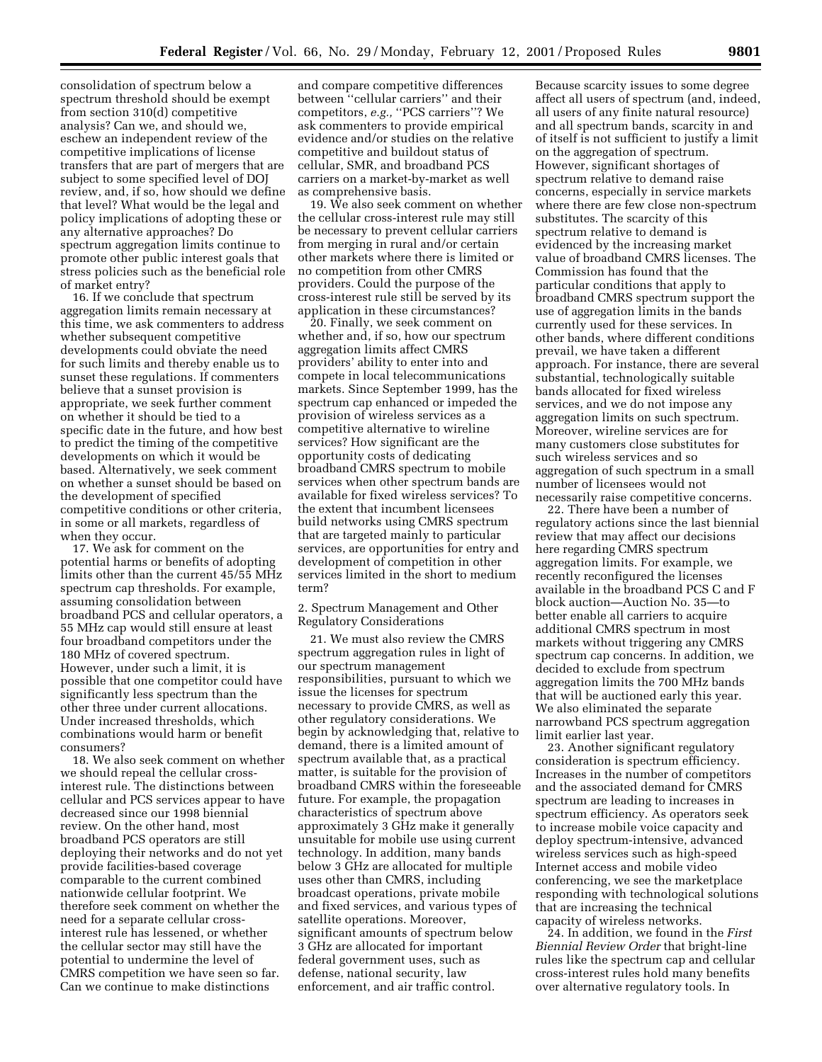consolidation of spectrum below a spectrum threshold should be exempt from section 310(d) competitive analysis? Can we, and should we, eschew an independent review of the competitive implications of license transfers that are part of mergers that are subject to some specified level of DOJ review, and, if so, how should we define that level? What would be the legal and policy implications of adopting these or any alternative approaches? Do spectrum aggregation limits continue to promote other public interest goals that stress policies such as the beneficial role of market entry?

16. If we conclude that spectrum aggregation limits remain necessary at this time, we ask commenters to address whether subsequent competitive developments could obviate the need for such limits and thereby enable us to sunset these regulations. If commenters believe that a sunset provision is appropriate, we seek further comment on whether it should be tied to a specific date in the future, and how best to predict the timing of the competitive developments on which it would be based. Alternatively, we seek comment on whether a sunset should be based on the development of specified competitive conditions or other criteria, in some or all markets, regardless of when they occur.

17. We ask for comment on the potential harms or benefits of adopting limits other than the current 45/55 MHz spectrum cap thresholds. For example, assuming consolidation between broadband PCS and cellular operators, a 55 MHz cap would still ensure at least four broadband competitors under the 180 MHz of covered spectrum. However, under such a limit, it is possible that one competitor could have significantly less spectrum than the other three under current allocations. Under increased thresholds, which combinations would harm or benefit consumers?

18. We also seek comment on whether we should repeal the cellular cross-interest rule. The distinctions between cellular and PCS services appear to have decreased since our 1998 biennial review. On the other hand, most broadband PCS operators are still deploying their networks and do not yet provide facilities-based coverage comparable to the current combined nationwide cellular footprint. We therefore seek comment on whether the need for a separate cellular cross-interest rule has lessened, or whether the cellular sector may still have the potential to undermine the level of CMRS competition we have seen so far. Can we continue to make distinctions and compare competitive differences between "cellular carriers" and their competitors, *e.g.,* "PCS carriers"? We ask commenters to provide empirical evidence and/or studies on the relative competitive and buildout status of cellular, SMR, and broadband PCS carriers on a market-by-market as well as comprehensive basis.

19. We also seek comment on whether the cellular cross-interest rule may still be necessary to prevent cellular carriers from merging in rural and/or certain other markets where there is limited or no competition from other CMRS providers. Could the purpose of the cross-interest rule still be served by its application in these circumstances?

20. Finally, we seek comment on whether and, if so, how our spectrum aggregation limits affect CMRS providers' ability to enter into and compete in local telecommunications markets. Since September 1999, has the spectrum cap enhanced or impeded the provision of wireless services as a competitive alternative to wireline services? How significant are the opportunity costs of dedicating broadband CMRS spectrum to mobile services when other spectrum bands are available for fixed wireless services? To the extent that incumbent licensees build networks using CMRS spectrum that are targeted mainly to particular services, are opportunities for entry and development of competition in other services limited in the short to medium term?

2. Spectrum Management and Other Regulatory Considerations

21. We must also review the CMRS spectrum aggregation rules in light of our spectrum management responsibilities, pursuant to which we issue the licenses for spectrum necessary to provide CMRS, as well as other regulatory considerations. We begin by acknowledging that, relative to demand, there is a limited amount of spectrum available that, as a practical matter, is suitable for the provision of broadband CMRS within the foreseeable future. For example, the propagation characteristics of spectrum above approximately 3 GHz make it generally unsuitable for mobile use using current technology. In addition, many bands below 3 GHz are allocated for multiple uses other than CMRS, including broadcast operations, private mobile and fixed services, and various types of satellite operations. Moreover, significant amounts of spectrum below 3 GHz are allocated for important federal government uses, such as defense, national security, law enforcement, and air traffic control. Because scarcity issues to some degree affect all users of spectrum (and, indeed, all users of any finite natural resource) and all spectrum bands, scarcity in and of itself is not sufficient to justify a limit on the aggregation of spectrum. However, significant shortages of spectrum relative to demand raise concerns, especially in service markets where there are few close non-spectrum substitutes. The scarcity of this spectrum relative to demand is evidenced by the increasing market value of broadband CMRS licenses. The Commission has found that the particular conditions that apply to broadband CMRS spectrum support the use of aggregation limits in the bands currently used for these services. In other bands, where different conditions prevail, we have taken a different approach. For instance, there are several substantial, technologically suitable bands allocated for fixed wireless services, and we do not impose any aggregation limits on such spectrum. Moreover, wireline services are for many customers close substitutes for such wireless services and so aggregation of such spectrum in a small number of licensees would not necessarily raise competitive concerns.

22. There have been a number of regulatory actions since the last biennial review that may affect our decisions here regarding CMRS spectrum aggregation limits. For example, we recently reconfigured the licenses available in the broadband PCS C and F block auction—Auction No. 35—to better enable all carriers to acquire additional CMRS spectrum in most markets without triggering any CMRS spectrum cap concerns. In addition, we decided to exclude from spectrum aggregation limits the 700 MHz bands that will be auctioned early this year. We also eliminated the separate narrowband PCS spectrum aggregation limit earlier last year.

23. Another significant regulatory consideration is spectrum efficiency. Increases in the number of competitors and the associated demand for CMRS spectrum are leading to increases in spectrum efficiency. As operators seek to increase mobile voice capacity and deploy spectrum-intensive, advanced wireless services such as high-speed Internet access and mobile video conferencing, we see the marketplace responding with technological solutions that are increasing the technical capacity of wireless networks.

24. In addition, we found in the *First Biennial Review Order* that bright-line rules like the spectrum cap and cellular cross-interest rules hold many benefits over alternative regulatory tools. In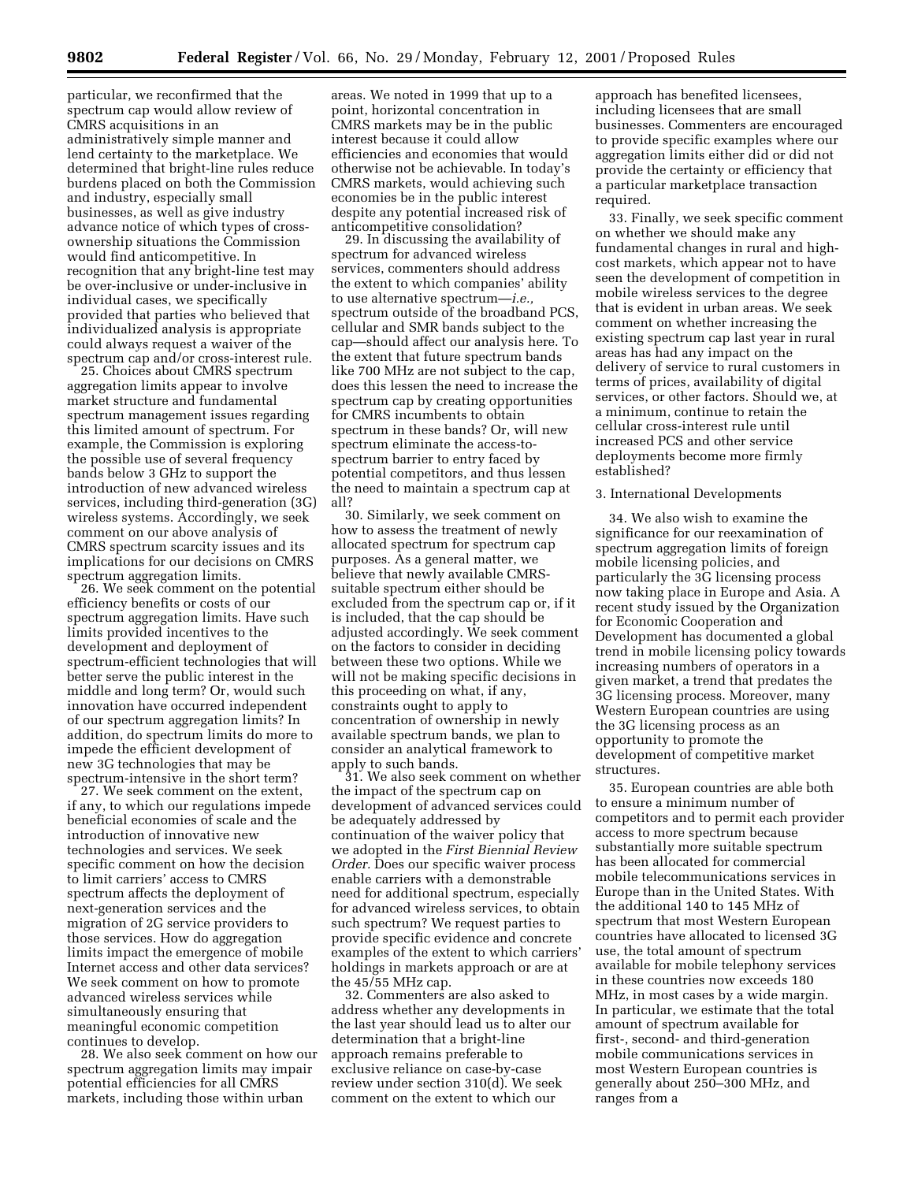particular, we reconfirmed that the spectrum cap would allow review of CMRS acquisitions in an administratively simple manner and lend certainty to the marketplace. We determined that bright-line rules reduce burdens placed on both the Commission and industry, especially small businesses, as well as give industry advance notice of which types of cross-ownership situations the Commission would find anticompetitive. In recognition that any bright-line test may be over-inclusive or under-inclusive in individual cases, we specifically provided that parties who believed that individualized analysis is appropriate could always request a waiver of the spectrum cap and/or cross-interest rule.

25. Choices about CMRS spectrum aggregation limits appear to involve market structure and fundamental spectrum management issues regarding this limited amount of spectrum. For example, the Commission is exploring the possible use of several frequency bands below 3 GHz to support the introduction of new advanced wireless services, including third-generation (3G) wireless systems. Accordingly, we seek comment on our above analysis of CMRS spectrum scarcity issues and its implications for our decisions on CMRS spectrum aggregation limits.

26. We seek comment on the potential efficiency benefits or costs of our spectrum aggregation limits. Have such limits provided incentives to the development and deployment of spectrum-efficient technologies that will better serve the public interest in the middle and long term? Or, would such innovation have occurred independent of our spectrum aggregation limits? In addition, do spectrum limits do more to impede the efficient development of new 3G technologies that may be spectrum-intensive in the short term?

27. We seek comment on the extent, if any, to which our regulations impede beneficial economies of scale and the introduction of innovative new technologies and services. We seek specific comment on how the decision to limit carriers' access to CMRS spectrum affects the deployment of next-generation services and the migration of 2G service providers to those services. How do aggregation limits impact the emergence of mobile Internet access and other data services? We seek comment on how to promote advanced wireless services while simultaneously ensuring that meaningful economic competition continues to develop.

28. We also seek comment on how our spectrum aggregation limits may impair potential efficiencies for all CMRS markets, including those within urban areas. We noted in 1999 that up to a point, horizontal concentration in CMRS markets may be in the public interest because it could allow efficiencies and economies that would otherwise not be achievable. In today's CMRS markets, would achieving such economies be in the public interest despite any potential increased risk of anticompetitive consolidation?

29. In discussing the availability of spectrum for advanced wireless services, commenters should address the extent to which companies' ability to use alternative spectrum—*i.e.,* spectrum outside of the broadband PCS, cellular and SMR bands subject to the cap—should affect our analysis here. To the extent that future spectrum bands like 700 MHz are not subject to the cap, does this lessen the need to increase the spectrum cap by creating opportunities for CMRS incumbents to obtain spectrum in these bands? Or, will new spectrum eliminate the access-to-spectrum barrier to entry faced by potential competitors, and thus lessen the need to maintain a spectrum cap at all?

30. Similarly, we seek comment on how to assess the treatment of newly allocated spectrum for spectrum cap purposes. As a general matter, we believe that newly available CMRS-suitable spectrum either should be excluded from the spectrum cap or, if it is included, that the cap should be adjusted accordingly. We seek comment on the factors to consider in deciding between these two options. While we will not be making specific decisions in this proceeding on what, if any, constraints ought to apply to concentration of ownership in newly available spectrum bands, we plan to consider an analytical framework to apply to such bands.

31. We also seek comment on whether the impact of the spectrum cap on development of advanced services could be adequately addressed by continuation of the waiver policy that we adopted in the *First Biennial Review Order.* Does our specific waiver process enable carriers with a demonstrable need for additional spectrum, especially for advanced wireless services, to obtain such spectrum? We request parties to provide specific evidence and concrete examples of the extent to which carriers' holdings in markets approach or are at the 45/55 MHz cap.

32. Commenters are also asked to address whether any developments in the last year should lead us to alter our determination that a bright-line approach remains preferable to exclusive reliance on case-by-case review under section 310(d). We seek comment on the extent to which our approach has benefited licensees, including licensees that are small businesses. Commenters are encouraged to provide specific examples where our aggregation limits either did or did not provide the certainty or efficiency that a particular marketplace transaction required.

33. Finally, we seek specific comment on whether we should make any fundamental changes in rural and high-cost markets, which appear not to have seen the development of competition in mobile wireless services to the degree that is evident in urban areas. We seek comment on whether increasing the existing spectrum cap last year in rural areas has had any impact on the delivery of service to rural customers in terms of prices, availability of digital services, or other factors. Should we, at a minimum, continue to retain the cellular cross-interest rule until increased PCS and other service deployments become more firmly established?

3. International Developments

34. We also wish to examine the significance for our reexamination of spectrum aggregation limits of foreign mobile licensing policies, and particularly the 3G licensing process now taking place in Europe and Asia. A recent study issued by the Organization for Economic Cooperation and Development has documented a global trend in mobile licensing policy towards increasing numbers of operators in a given market, a trend that predates the 3G licensing process. Moreover, many Western European countries are using the 3G licensing process as an opportunity to promote the development of competitive market structures.

35. European countries are able both to ensure a minimum number of competitors and to permit each provider access to more spectrum because substantially more suitable spectrum has been allocated for commercial mobile telecommunications services in Europe than in the United States. With the additional 140 to 145 MHz of spectrum that most Western European countries have allocated to licensed 3G use, the total amount of spectrum available for mobile telephony services in these countries now exceeds 180 MHz, in most cases by a wide margin. In particular, we estimate that the total amount of spectrum available for first-, second- and third-generation mobile communications services in most Western European countries is generally about 250–300 MHz, and ranges from a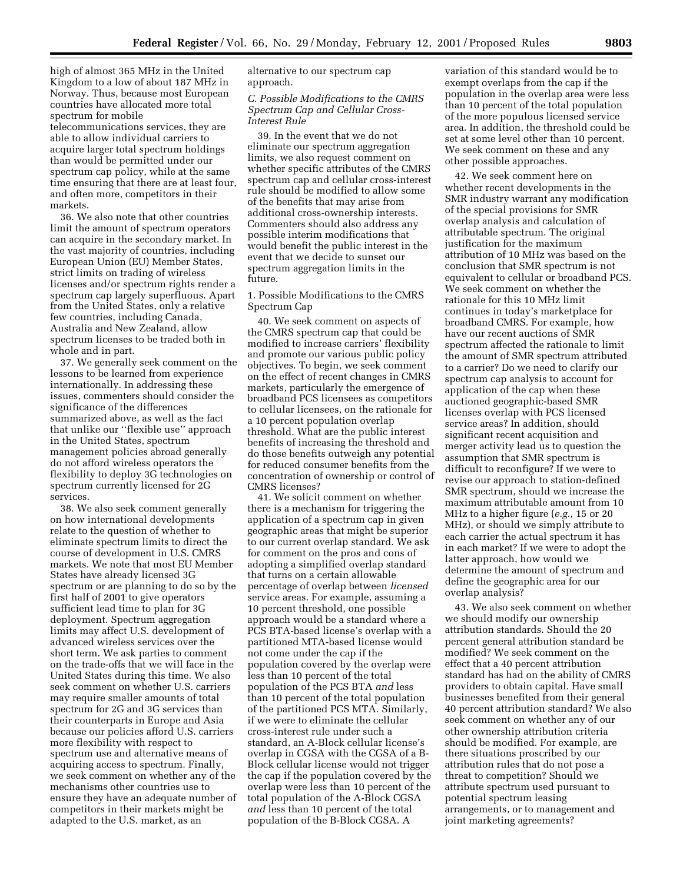high of almost 365 MHz in the United Kingdom to a low of about 187 MHz in Norway. Thus, because most European countries have allocated more total spectrum for mobile telecommunications services, they are able to allow individual carriers to acquire larger total spectrum holdings than would be permitted under our spectrum cap policy, while at the same time ensuring that there are at least four, and often more, competitors in their markets.

36. We also note that other countries limit the amount of spectrum operators can acquire in the secondary market. In the vast majority of countries, including European Union (EU) Member States, strict limits on trading of wireless licenses and/or spectrum rights render a spectrum cap largely superfluous. Apart from the United States, only a relative few countries, including Canada, Australia and New Zealand, allow spectrum licenses to be traded both in whole and in part.

37. We generally seek comment on the lessons to be learned from experience internationally. In addressing these issues, commenters should consider the significance of the differences summarized above, as well as the fact that unlike our ''flexible use'' approach in the United States, spectrum management policies abroad generally do not afford wireless operators the flexibility to deploy 3G technologies on spectrum currently licensed for 2G services.

38. We also seek comment generally on how international developments relate to the question of whether to eliminate spectrum limits to direct the course of development in U.S. CMRS markets. We note that most EU Member States have already licensed 3G spectrum or are planning to do so by the first half of 2001 to give operators sufficient lead time to plan for 3G deployment. Spectrum aggregation limits may affect U.S. development of advanced wireless services over the short term. We ask parties to comment on the trade-offs that we will face in the United States during this time. We also seek comment on whether U.S. carriers may require smaller amounts of total spectrum for 2G and 3G services than their counterparts in Europe and Asia because our policies afford U.S. carriers more flexibility with respect to spectrum use and alternative means of acquiring access to spectrum. Finally, we seek comment on whether any of the mechanisms other countries use to ensure they have an adequate number of competitors in their markets might be adapted to the U.S. market, as an alternative to our spectrum cap approach.

### *C. Possible Modifications to the CMRS Spectrum Cap and Cellular Cross-Interest Rule*

39. In the event that we do not eliminate our spectrum aggregation limits, we also request comment on whether specific attributes of the CMRS spectrum cap and cellular cross-interest rule should be modified to allow some of the benefits that may arise from additional cross-ownership interests. Commenters should also address any possible interim modifications that would benefit the public interest in the event that we decide to sunset our spectrum aggregation limits in the future.

#### 1. Possible Modifications to the CMRS Spectrum Cap

40. We seek comment on aspects of the CMRS spectrum cap that could be modified to increase carriers' flexibility and promote our various public policy objectives. To begin, we seek comment on the effect of recent changes in CMRS markets, particularly the emergence of broadband PCS licensees as competitors to cellular licensees, on the rationale for a 10 percent population overlap threshold. What are the public interest benefits of increasing the threshold and do those benefits outweigh any potential for reduced consumer benefits from the concentration of ownership or control of CMRS licenses?

41. We solicit comment on whether there is a mechanism for triggering the application of a spectrum cap in given geographic areas that might be superior to our current overlap standard. We ask for comment on the pros and cons of adopting a simplified overlap standard that turns on a certain allowable percentage of overlap between *licensed* service areas. For example, assuming a 10 percent threshold, one possible approach would be a standard where a PCS BTA-based license's overlap with a partitioned MTA-based license would not come under the cap if the population covered by the overlap were less than 10 percent of the total population of the PCS BTA *and* less than 10 percent of the total population of the partitioned PCS MTA. Similarly, if we were to eliminate the cellular cross-interest rule under such a standard, an A-Block cellular license's overlap in CGSA with the CGSA of a B-Block cellular license would not trigger the cap if the population covered by the overlap were less than 10 percent of the total population of the A-Block CGSA *and* less than 10 percent of the total population of the B-Block CGSA. A variation of this standard would be to exempt overlaps from the cap if the population in the overlap area were less than 10 percent of the total population of the more populous licensed service area. In addition, the threshold could be set at some level other than 10 percent. We seek comment on these and any other possible approaches.

42. We seek comment here on whether recent developments in the SMR industry warrant any modification of the special provisions for SMR overlap analysis and calculation of attributable spectrum. The original justification for the maximum attribution of 10 MHz was based on the conclusion that SMR spectrum is not equivalent to cellular or broadband PCS. We seek comment on whether the rationale for this 10 MHz limit continues in today's marketplace for broadband CMRS. For example, how have our recent auctions of SMR spectrum affected the rationale to limit the amount of SMR spectrum attributed to a carrier? Do we need to clarify our spectrum cap analysis to account for application of the cap when these auctioned geographic-based SMR licenses overlap with PCS licensed service areas? In addition, should significant recent acquisition and merger activity lead us to question the assumption that SMR spectrum is difficult to reconfigure? If we were to revise our approach to station-defined SMR spectrum, should we increase the maximum attributable amount from 10 MHz to a higher figure (*e.g.,* 15 or 20 MHz), or should we simply attribute to each carrier the actual spectrum it has in each market? If we were to adopt the latter approach, how would we determine the amount of spectrum and define the geographic area for our overlap analysis?

43. We also seek comment on whether we should modify our ownership attribution standards. Should the 20 percent general attribution standard be modified? We seek comment on the effect that a 40 percent attribution standard has had on the ability of CMRS providers to obtain capital. Have small businesses benefited from their general 40 percent attribution standard? We also seek comment on whether any of our other ownership attribution criteria should be modified. For example, are there situations proscribed by our attribution rules that do not pose a threat to competition? Should we attribute spectrum used pursuant to potential spectrum leasing arrangements, or to management and joint marketing agreements?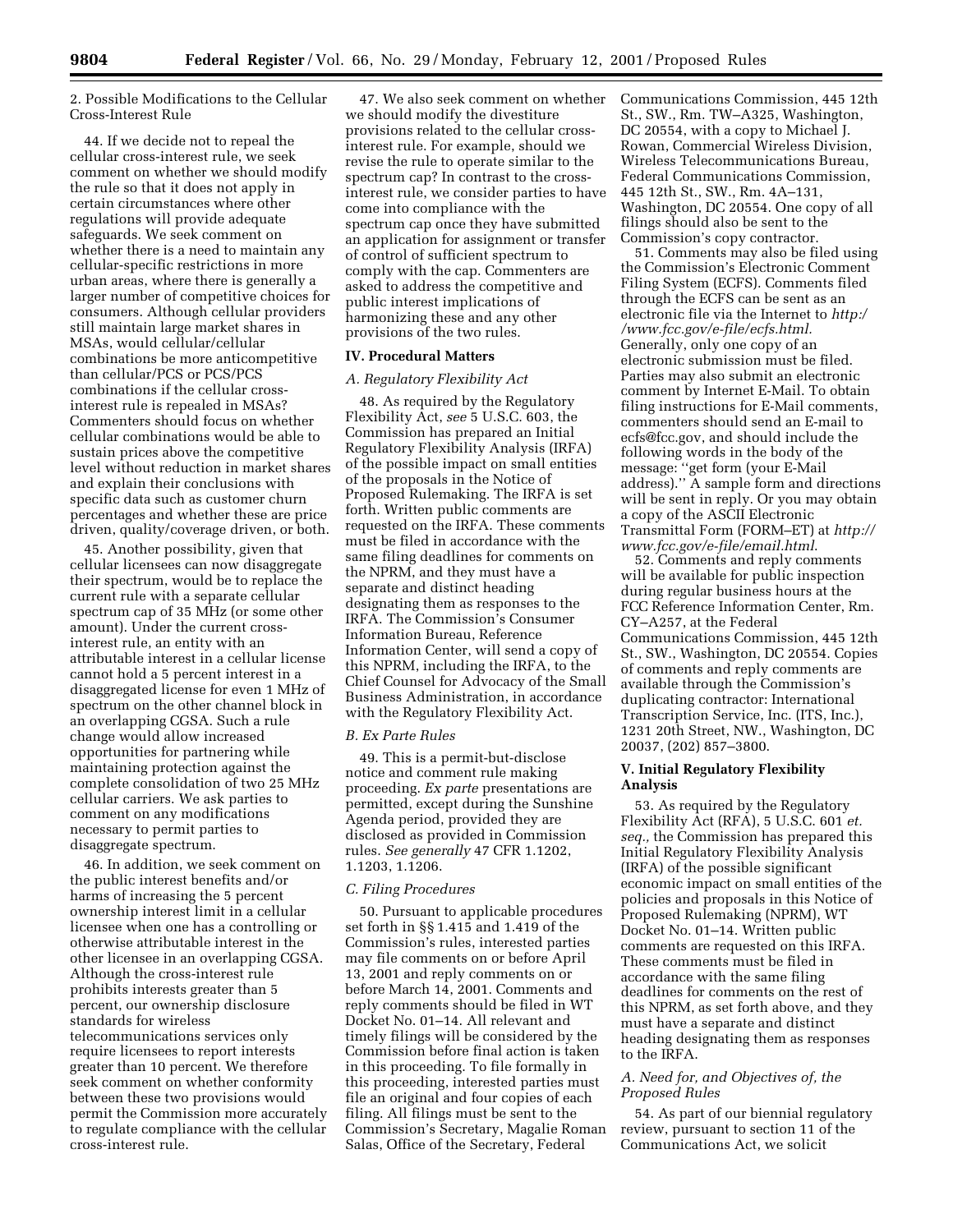2. Possible Modifications to the Cellular Cross-Interest Rule

44. If we decide not to repeal the cellular cross-interest rule, we seek comment on whether we should modify the rule so that it does not apply in certain circumstances where other regulations will provide adequate safeguards. We seek comment on whether there is a need to maintain any cellular-specific restrictions in more urban areas, where there is generally a larger number of competitive choices for consumers. Although cellular providers still maintain large market shares in MSAs, would cellular/cellular combinations be more anticompetitive than cellular/PCS or PCS/PCS combinations if the cellular cross-interest rule is repealed in MSAs? Commenters should focus on whether cellular combinations would be able to sustain prices above the competitive level without reduction in market shares and explain their conclusions with specific data such as customer churn percentages and whether these are price driven, quality/coverage driven, or both.

45. Another possibility, given that cellular licensees can now disaggregate their spectrum, would be to replace the current rule with a separate cellular spectrum cap of 35 MHz (or some other amount). Under the current cross-interest rule, an entity with an attributable interest in a cellular license cannot hold a 5 percent interest in a disaggregated license for even 1 MHz of spectrum on the other channel block in an overlapping CGSA. Such a rule change would allow increased opportunities for partnering while maintaining protection against the complete consolidation of two 25 MHz cellular carriers. We ask parties to comment on any modifications necessary to permit parties to disaggregate spectrum.

46. In addition, we seek comment on the public interest benefits and/or harms of increasing the 5 percent ownership interest limit in a cellular licensee when one has a controlling or otherwise attributable interest in the other licensee in an overlapping CGSA. Although the cross-interest rule prohibits interests greater than 5 percent, our ownership disclosure standards for wireless telecommunications services only require licensees to report interests greater than 10 percent. We therefore seek comment on whether conformity between these two provisions would permit the Commission more accurately to regulate compliance with the cellular cross-interest rule.

47. We also seek comment on whether we should modify the divestiture provisions related to the cellular cross-interest rule. For example, should we revise the rule to operate similar to the spectrum cap? In contrast to the cross-interest rule, we consider parties to have come into compliance with the spectrum cap once they have submitted an application for assignment or transfer of control of sufficient spectrum to comply with the cap. Commenters are asked to address the competitive and public interest implications of harmonizing these and any other provisions of the two rules.

## IV. Procedural Matters

### A. Regulatory Flexibility Act

48. As required by the Regulatory Flexibility Act, *see* 5 U.S.C. 603, the Commission has prepared an Initial Regulatory Flexibility Analysis (IRFA) of the possible impact on small entities of the proposals in the Notice of Proposed Rulemaking. The IRFA is set forth. Written public comments are requested on the IRFA. These comments must be filed in accordance with the same filing deadlines for comments on the NPRM, and they must have a separate and distinct heading designating them as responses to the IRFA. The Commission's Consumer Information Bureau, Reference Information Center, will send a copy of this NPRM, including the IRFA, to the Chief Counsel for Advocacy of the Small Business Administration, in accordance with the Regulatory Flexibility Act.

### B. Ex Parte Rules

49. This is a permit-but-disclose notice and comment rule making proceeding. *Ex parte* presentations are permitted, except during the Sunshine Agenda period, provided they are disclosed as provided in Commission rules. *See generally* 47 CFR 1.1202, 1.1203, 1.1206.

### C. Filing Procedures

50. Pursuant to applicable procedures set forth in §§ 1.415 and 1.419 of the Commission's rules, interested parties may file comments on or before April 13, 2001 and reply comments on or before March 14, 2001. Comments and reply comments should be filed in WT Docket No. 01–14. All relevant and timely filings will be considered by the Commission before final action is taken in this proceeding. To file formally in this proceeding, interested parties must file an original and four copies of each filing. All filings must be sent to the Commission's Secretary, Magalie Roman Salas, Office of the Secretary, Federal Communications Commission, 445 12th St., SW., Rm. TW–A325, Washington, DC 20554, with a copy to Michael J. Rowan, Commercial Wireless Division, Wireless Telecommunications Bureau, Federal Communications Commission, 445 12th St., SW., Rm. 4A–131, Washington, DC 20554. One copy of all filings should also be sent to the Commission's copy contractor.

51. Comments may also be filed using the Commission's Electronic Comment Filing System (ECFS). Comments filed through the ECFS can be sent as an electronic file via the Internet to *http://www.fcc.gov/e-file/ecfs.html.* Generally, only one copy of an electronic submission must be filed. Parties may also submit an electronic comment by Internet E-Mail. To obtain filing instructions for E-Mail comments, commenters should send an E-mail to ecfs@fcc.gov, and should include the following words in the body of the message: "get form (your E-Mail address)." A sample form and directions will be sent in reply. Or you may obtain a copy of the ASCII Electronic Transmittal Form (FORM–ET) at *http://www.fcc.gov/e-file/email.html*.

52. Comments and reply comments will be available for public inspection during regular business hours at the FCC Reference Information Center, Rm. CY–A257, at the Federal Communications Commission, 445 12th St., SW., Washington, DC 20554. Copies of comments and reply comments are available through the Commission's duplicating contractor: International Transcription Service, Inc. (ITS, Inc.), 1231 20th Street, NW., Washington, DC 20037, (202) 857–3800.

## V. Initial Regulatory Flexibility Analysis

53. As required by the Regulatory Flexibility Act (RFA), 5 U.S.C. 601 *et. seq.,* the Commission has prepared this Initial Regulatory Flexibility Analysis (IRFA) of the possible significant economic impact on small entities of the policies and proposals in this Notice of Proposed Rulemaking (NPRM), WT Docket No. 01–14. Written public comments are requested on this IRFA. These comments must be filed in accordance with the same filing deadlines for comments on the rest of this NPRM, as set forth above, and they must have a separate and distinct heading designating them as responses to the IRFA.

### A. Need for, and Objectives of, the Proposed Rules

54. As part of our biennial regulatory review, pursuant to section 11 of the Communications Act, we solicit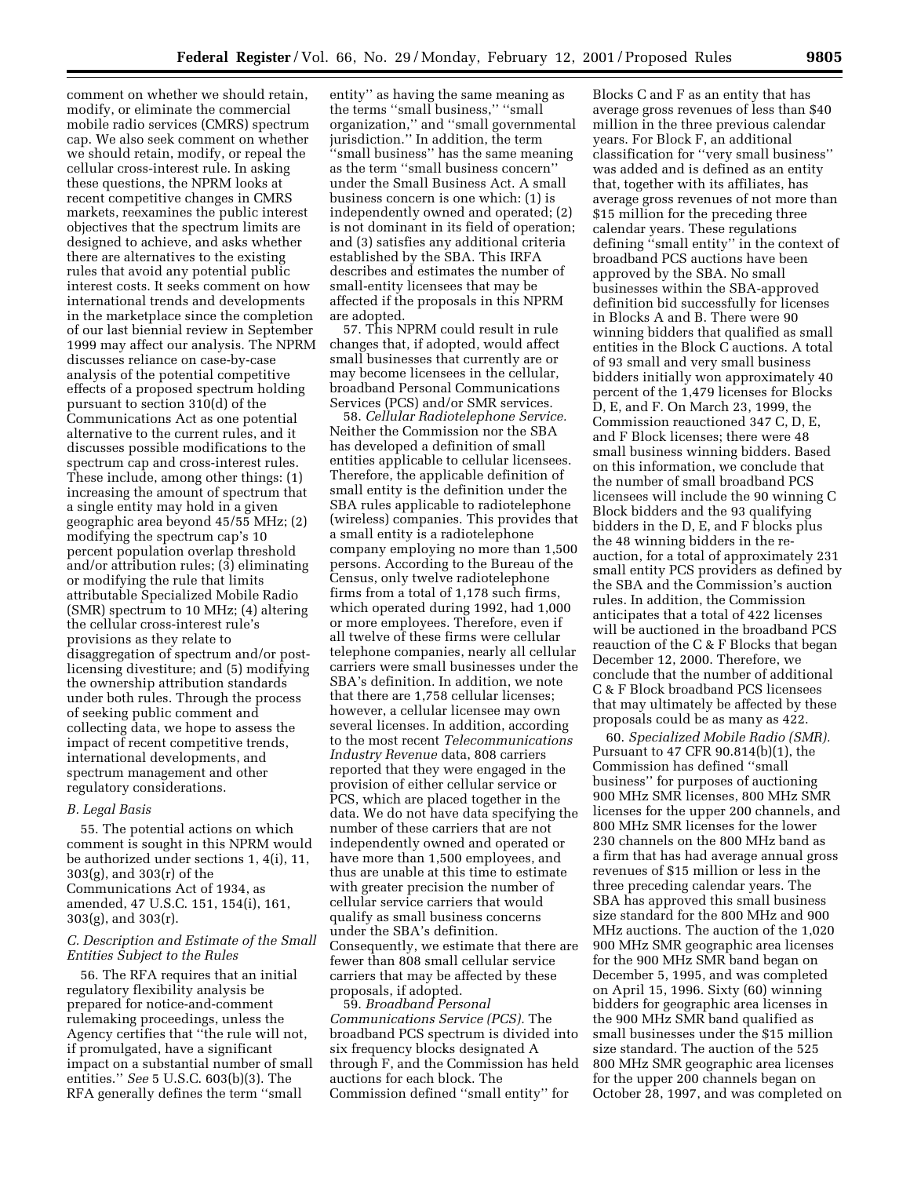comment on whether we should retain, modify, or eliminate the commercial mobile radio services (CMRS) spectrum cap. We also seek comment on whether we should retain, modify, or repeal the cellular cross-interest rule. In asking these questions, the NPRM looks at recent competitive changes in CMRS markets, reexamines the public interest objectives that the spectrum limits are designed to achieve, and asks whether there are alternatives to the existing rules that avoid any potential public interest costs. It seeks comment on how international trends and developments in the marketplace since the completion of our last biennial review in September 1999 may affect our analysis. The NPRM discusses reliance on case-by-case analysis of the potential competitive effects of a proposed spectrum holding pursuant to section 310(d) of the Communications Act as one potential alternative to the current rules, and it discusses possible modifications to the spectrum cap and cross-interest rules. These include, among other things: (1) increasing the amount of spectrum that a single entity may hold in a given geographic area beyond 45/55 MHz; (2) modifying the spectrum cap's 10 percent population overlap threshold and/or attribution rules; (3) eliminating or modifying the rule that limits attributable Specialized Mobile Radio (SMR) spectrum to 10 MHz; (4) altering the cellular cross-interest rule's provisions as they relate to disaggregation of spectrum and/or post-licensing divestiture; and (5) modifying the ownership attribution standards under both rules. Through the process of seeking public comment and collecting data, we hope to assess the impact of recent competitive trends, international developments, and spectrum management and other regulatory considerations.

### B. Legal Basis

55. The potential actions on which comment is sought in this NPRM would be authorized under sections 1, 4(i), 11, 303(g), and 303(r) of the Communications Act of 1934, as amended, 47 U.S.C. 151, 154(i), 161, 303(g), and 303(r).

### C. Description and Estimate of the Small Entities Subject to the Rules

56. The RFA requires that an initial regulatory flexibility analysis be prepared for notice-and-comment rulemaking proceedings, unless the Agency certifies that "the rule will not, if promulgated, have a significant impact on a substantial number of small entities." *See* 5 U.S.C. 603(b)(3). The RFA generally defines the term "small entity" as having the same meaning as the terms "small business," "small organization," and "small governmental jurisdiction." In addition, the term "small business" has the same meaning as the term "small business concern" under the Small Business Act. A small business concern is one which: (1) is independently owned and operated; (2) is not dominant in its field of operation; and (3) satisfies any additional criteria established by the SBA. This IRFA describes and estimates the number of small-entity licensees that may be affected if the proposals in this NPRM are adopted.

57. This NPRM could result in rule changes that, if adopted, would affect small businesses that currently are or may become licensees in the cellular, broadband Personal Communications Services (PCS) and/or SMR services.

58. *Cellular Radiotelephone Service.* Neither the Commission nor the SBA has developed a definition of small entities applicable to cellular licensees. Therefore, the applicable definition of small entity is the definition under the SBA rules applicable to radiotelephone (wireless) companies. This provides that a small entity is a radiotelephone company employing no more than 1,500 persons. According to the Bureau of the Census, only twelve radiotelephone firms from a total of 1,178 such firms, which operated during 1992, had 1,000 or more employees. Therefore, even if all twelve of these firms were cellular telephone companies, nearly all cellular carriers were small businesses under the SBA's definition. In addition, we note that there are 1,758 cellular licenses; however, a cellular licensee may own several licenses. In addition, according to the most recent *Telecommunications Industry Revenue* data, 808 carriers reported that they were engaged in the provision of either cellular service or PCS, which are placed together in the data. We do not have data specifying the number of these carriers that are not independently owned and operated or have more than 1,500 employees, and thus are unable at this time to estimate with greater precision the number of cellular service carriers that would qualify as small business concerns under the SBA's definition. Consequently, we estimate that there are fewer than 808 small cellular service carriers that may be affected by these proposals, if adopted.

59. *Broadband Personal Communications Service (PCS).* The broadband PCS spectrum is divided into six frequency blocks designated A through F, and the Commission has held auctions for each block. The Commission defined "small entity" for Blocks C and F as an entity that has average gross revenues of less than $40 million in the three previous calendar years. For Block F, an additional classification for "very small business" was added and is defined as an entity that, together with its affiliates, has average gross revenues of not more than $15 million for the preceding three calendar years. These regulations defining "small entity" in the context of broadband PCS auctions have been approved by the SBA. No small businesses within the SBA-approved definition bid successfully for licenses in Blocks A and B. There were 90 winning bidders that qualified as small entities in the Block C auctions. A total of 93 small and very small business bidders initially won approximately 40 percent of the 1,479 licenses for Blocks D, E, and F. On March 23, 1999, the Commission reauctioned 347 C, D, E, and F Block licenses; there were 48 small business winning bidders. Based on this information, we conclude that the number of small broadband PCS licensees will include the 90 winning C Block bidders and the 93 qualifying bidders in the D, E, and F blocks plus the 48 winning bidders in the re-auction, for a total of approximately 231 small entity PCS providers as defined by the SBA and the Commission's auction rules. In addition, the Commission anticipates that a total of 422 licenses will be auctioned in the broadband PCS reauction of the C & F Blocks that began December 12, 2000. Therefore, we conclude that the number of additional C & F Block broadband PCS licensees that may ultimately be affected by these proposals could be as many as 422.

60. *Specialized Mobile Radio (SMR).* Pursuant to 47 CFR 90.814(b)(1), the Commission has defined "small business" for purposes of auctioning 900 MHz SMR licenses, 800 MHz SMR licenses for the upper 200 channels, and 800 MHz SMR licenses for the lower 230 channels on the 800 MHz band as a firm that has had average annual gross revenues of $15 million or less in the three preceding calendar years. The SBA has approved this small business size standard for the 800 MHz and 900 MHz auctions. The auction of the 1,020 900 MHz SMR geographic area licenses for the 900 MHz SMR band began on December 5, 1995, and was completed on April 15, 1996. Sixty (60) winning bidders for geographic area licenses in the 900 MHz SMR band qualified as small businesses under the $15 million size standard. The auction of the 525 800 MHz SMR geographic area licenses for the upper 200 channels began on October 28, 1997, and was completed on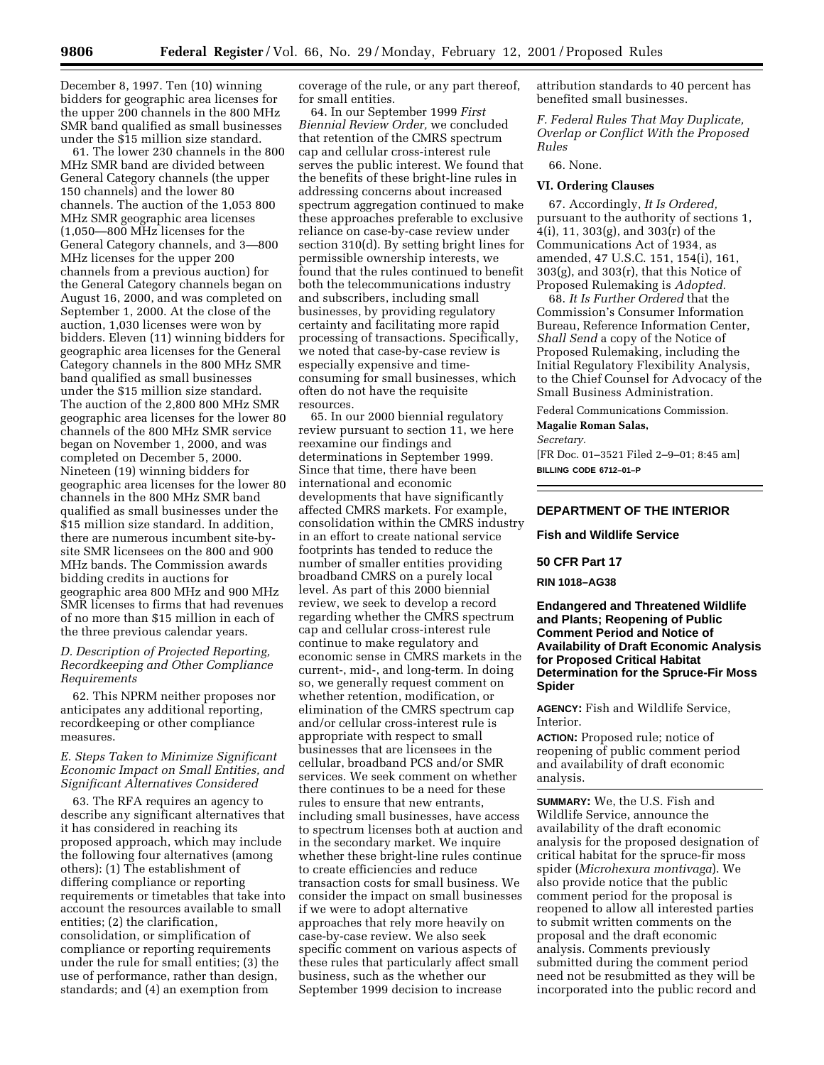December 8, 1997. Ten (10) winning bidders for geographic area licenses for the upper 200 channels in the 800 MHz SMR band qualified as small businesses under the $15 million size standard.

61. The lower 230 channels in the 800 MHz SMR band are divided between General Category channels (the upper 150 channels) and the lower 80 channels. The auction of the 1,053 800 MHz SMR geographic area licenses (1,050—800 MHz licenses for the General Category channels, and 3—800 MHz licenses for the upper 200 channels from a previous auction) for the General Category channels began on August 16, 2000, and was completed on September 1, 2000. At the close of the auction, 1,030 licenses were won by bidders. Eleven (11) winning bidders for geographic area licenses for the General Category channels in the 800 MHz SMR band qualified as small businesses under the $15 million size standard. The auction of the 2,800 800 MHz SMR geographic area licenses for the lower 80 channels of the 800 MHz SMR service began on November 1, 2000, and was completed on December 5, 2000. Nineteen (19) winning bidders for geographic area licenses for the lower 80 channels in the 800 MHz SMR band qualified as small businesses under the $15 million size standard. In addition, there are numerous incumbent site-by-site SMR licensees on the 800 and 900 MHz bands. The Commission awards bidding credits in auctions for geographic area 800 MHz and 900 MHz SMR licenses to firms that had revenues of no more than $15 million in each of the three previous calendar years.

### *D. Description of Projected Reporting, Recordkeeping and Other Compliance Requirements*

62. This NPRM neither proposes nor anticipates any additional reporting, recordkeeping or other compliance measures.

### *E. Steps Taken to Minimize Significant Economic Impact on Small Entities, and Significant Alternatives Considered*

63. The RFA requires an agency to describe any significant alternatives that it has considered in reaching its proposed approach, which may include the following four alternatives (among others): (1) The establishment of differing compliance or reporting requirements or timetables that take into account the resources available to small entities; (2) the clarification, consolidation, or simplification of compliance or reporting requirements under the rule for small entities; (3) the use of performance, rather than design, standards; and (4) an exemption from coverage of the rule, or any part thereof, for small entities.

64. In our September 1999 *First Biennial Review Order,* we concluded that retention of the CMRS spectrum cap and cellular cross-interest rule serves the public interest. We found that the benefits of these bright-line rules in addressing concerns about increased spectrum aggregation continued to make these approaches preferable to exclusive reliance on case-by-case review under section 310(d). By setting bright lines for permissible ownership interests, we found that the rules continued to benefit both the telecommunications industry and subscribers, including small businesses, by providing regulatory certainty and facilitating more rapid processing of transactions. Specifically, we noted that case-by-case review is especially expensive and time-consuming for small businesses, which often do not have the requisite resources.

65. In our 2000 biennial regulatory review pursuant to section 11, we here reexamine our findings and determinations in September 1999. Since that time, there have been international and economic developments that have significantly affected CMRS markets. For example, consolidation within the CMRS industry in an effort to create national service footprints has tended to reduce the number of smaller entities providing broadband CMRS on a purely local level. As part of this 2000 biennial review, we seek to develop a record regarding whether the CMRS spectrum cap and cellular cross-interest rule continue to make regulatory and economic sense in CMRS markets in the current-, mid-, and long-term. In doing so, we generally request comment on whether retention, modification, or elimination of the CMRS spectrum cap and/or cellular cross-interest rule is appropriate with respect to small businesses that are licensees in the cellular, broadband PCS and/or SMR services. We seek comment on whether there continues to be a need for these rules to ensure that new entrants, including small businesses, have access to spectrum licenses both at auction and in the secondary market. We inquire whether these bright-line rules continue to create efficiencies and reduce transaction costs for small business. We consider the impact on small businesses if we were to adopt alternative approaches that rely more heavily on case-by-case review. We also seek specific comment on various aspects of these rules that particularly affect small business, such as the whether our September 1999 decision to increase attribution standards to 40 percent has benefited small businesses.

### *F. Federal Rules That May Duplicate, Overlap or Conflict With the Proposed Rules*

66. None.

## VI. Ordering Clauses

67. Accordingly, *It Is Ordered,* pursuant to the authority of sections 1, 4(i), 11, 303(g), and 303(r) of the Communications Act of 1934, as amended, 47 U.S.C. 151, 154(i), 161, 303(g), and 303(r), that this Notice of Proposed Rulemaking is *Adopted.*

68. *It Is Further Ordered* that the Commission's Consumer Information Bureau, Reference Information Center, *Shall Send* a copy of the Notice of Proposed Rulemaking, including the Initial Regulatory Flexibility Analysis, to the Chief Counsel for Advocacy of the Small Business Administration.

Federal Communications Commission.

**Magalie Roman Salas,**

*Secretary.*

[FR Doc. 01–3521 Filed 2–9–01; 8:45 am]

**BILLING CODE 6712–01–P**

---

# DEPARTMENT OF THE INTERIOR

## Fish and Wildlife Service

## 50 CFR Part 17

**RIN 1018–AG38**

## Endangered and Threatened Wildlife and Plants; Reopening of Public Comment Period and Notice of Availability of Draft Economic Analysis for Proposed Critical Habitat Determination for the Spruce-Fir Moss Spider

**AGENCY:** Fish and Wildlife Service, Interior.

**ACTION:** Proposed rule; notice of reopening of public comment period and availability of draft economic analysis.

**SUMMARY:** We, the U.S. Fish and Wildlife Service, announce the availability of the draft economic analysis for the proposed designation of critical habitat for the spruce-fir moss spider (*Microhexura montivaga*). We also provide notice that the public comment period for the proposal is reopened to allow all interested parties to submit written comments on the proposal and the draft economic analysis. Comments previously submitted during the comment period need not be resubmitted as they will be incorporated into the public record and